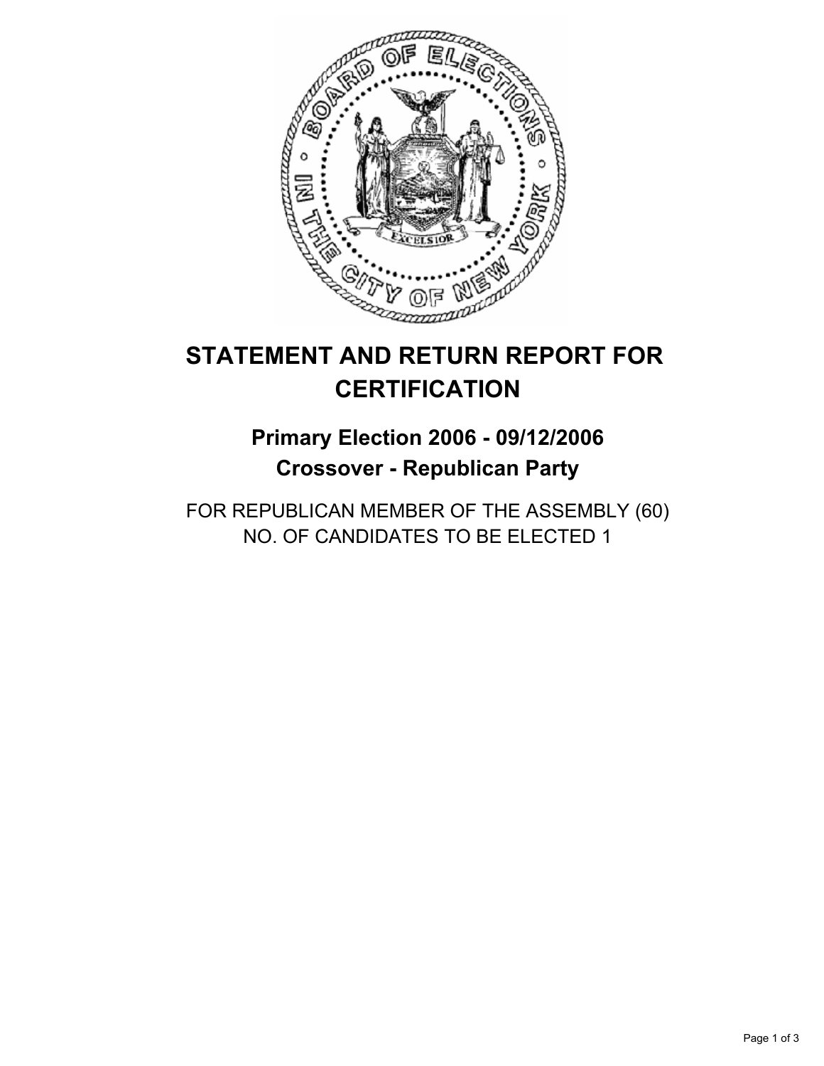# STATEMENT AND RETURN REPORT FOR CERTIFICATION

## Primary Election 2006 - 09/12/2006
## Crossover - Republican Party

FOR REPUBLICAN MEMBER OF THE ASSEMBLY (60)
NO. OF CANDIDATES TO BE ELECTED 1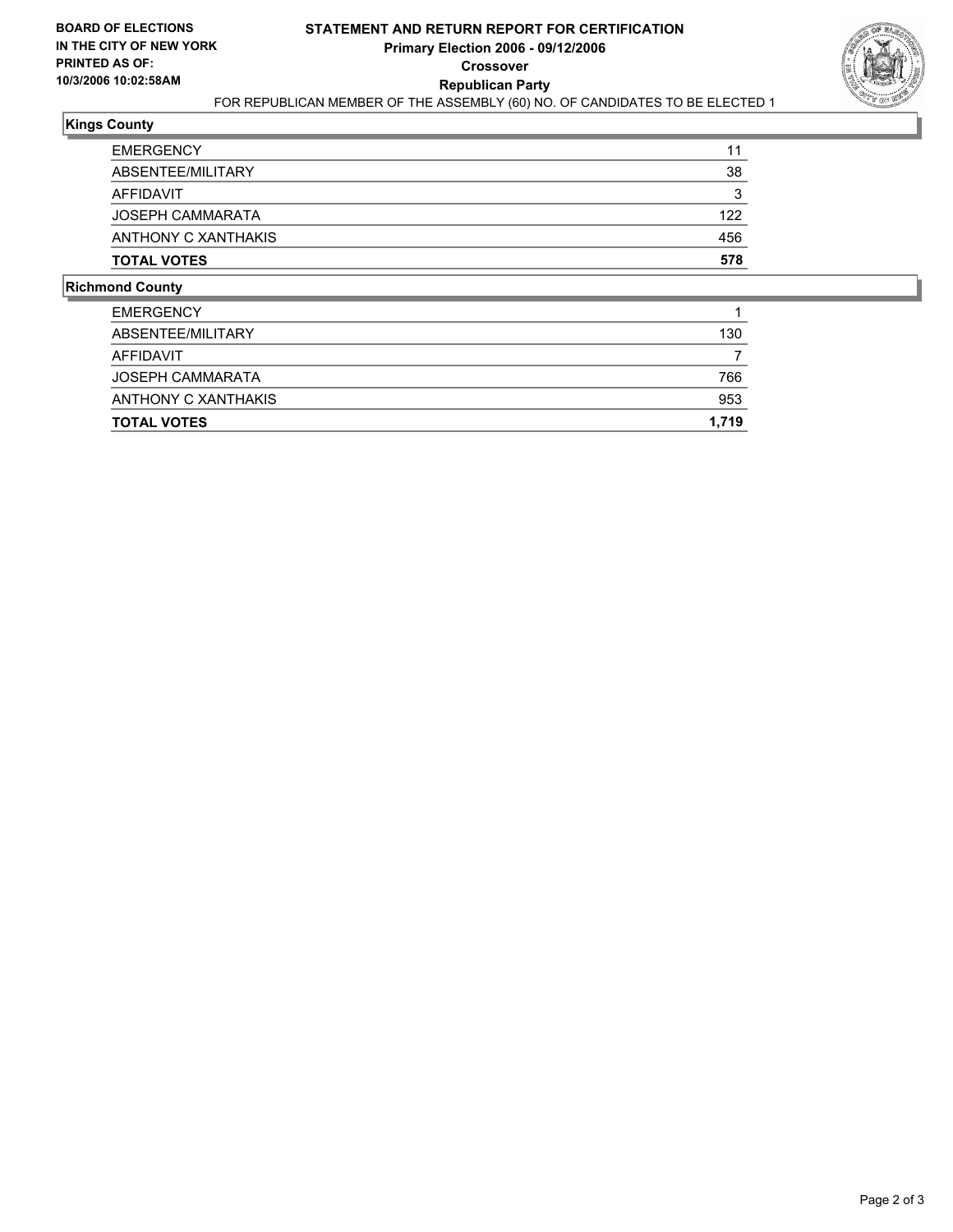**BOARD OF ELECTIONS IN THE CITY OF NEW YORK PRINTED AS OF: 10/3/2006 10:02:58AM**

# STATEMENT AND RETURN REPORT FOR CERTIFICATION
## Primary Election 2006 - 09/12/2006
## Crossover
## Republican Party

FOR REPUBLICAN MEMBER OF THE ASSEMBLY (60) NO. OF CANDIDATES TO BE ELECTED 1

### Kings County

| | |
|---|---|
| EMERGENCY | 11 |
| ABSENTEE/MILITARY | 38 |
| AFFIDAVIT | 3 |
| JOSEPH CAMMARATA | 122 |
| ANTHONY C XANTHAKIS | 456 |
| **TOTAL VOTES** | **578** |

### Richmond County

| | |
|---|---|
| EMERGENCY | 1 |
| ABSENTEE/MILITARY | 130 |
| AFFIDAVIT | 7 |
| JOSEPH CAMMARATA | 766 |
| ANTHONY C XANTHAKIS | 953 |
| **TOTAL VOTES** | **1,719** |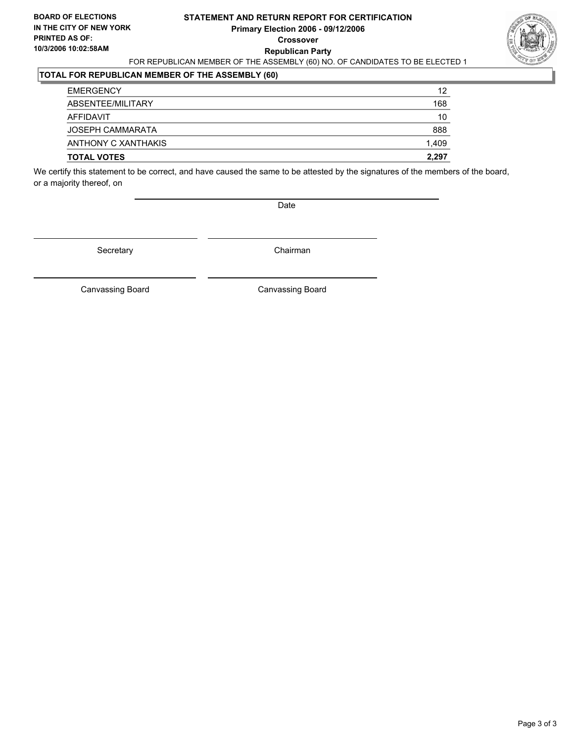**BOARD OF ELECTIONS**
**IN THE CITY OF NEW YORK**
**PRINTED AS OF:**
**10/3/2006 10:02:58AM**

**STATEMENT AND RETURN REPORT FOR CERTIFICATION**
**Primary Election 2006 - 09/12/2006**
**Crossover**
**Republican Party**

FOR REPUBLICAN MEMBER OF THE ASSEMBLY (60) NO. OF CANDIDATES TO BE ELECTED 1

**TOTAL FOR REPUBLICAN MEMBER OF THE ASSEMBLY (60)**

| | |
|---|---|
| EMERGENCY | 12 |
| ABSENTEE/MILITARY | 168 |
| AFFIDAVIT | 10 |
| JOSEPH CAMMARATA | 888 |
| ANTHONY C XANTHAKIS | 1,409 |
| **TOTAL VOTES** | **2,297** |

We certify this statement to be correct, and have caused the same to be attested by the signatures of the members of the board, or a majority thereof, on

Date

Secretary

Chairman

Canvassing Board

Canvassing Board